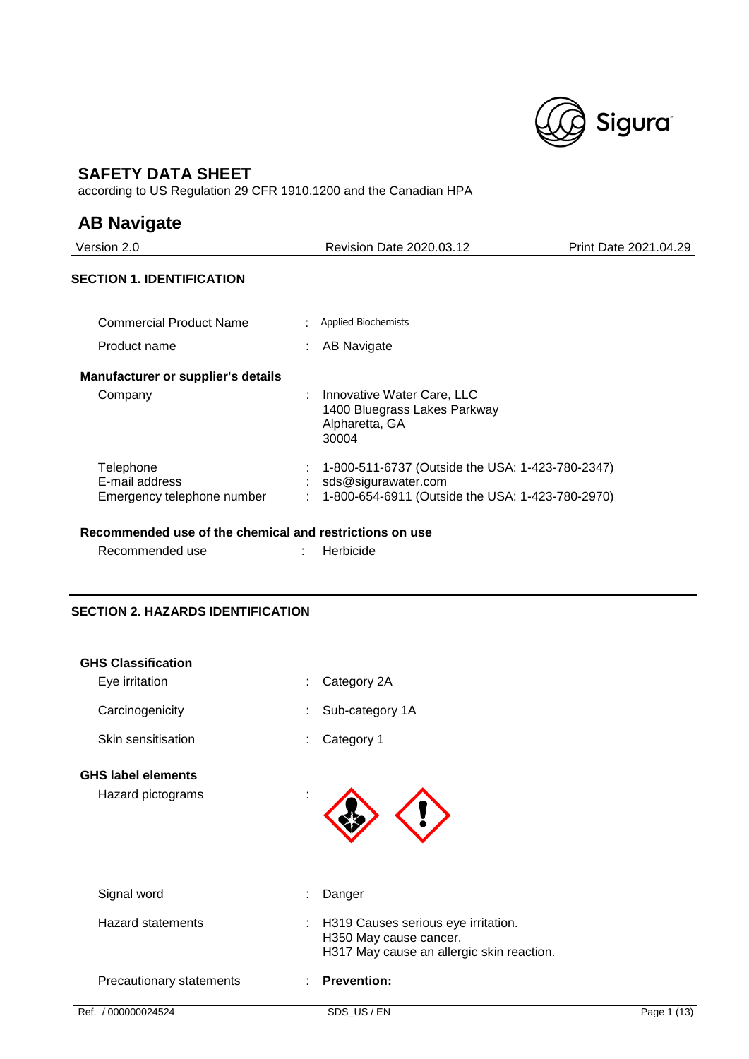# SAFETY DATA SHEET

according to US Regulation 29 CFR 1910.1200 and the Canadian HPA

## AB Navigate

Version 2.0 | Revision Date 2020.03.12 | Print Date 2021.04.29

### SECTION 1. IDENTIFICATION

Commercial Product Name : Applied Biochemists

Product name : AB Navigate

**Manufacturer or supplier's details**

Company : Innovative Water Care, LLC
1400 Bluegrass Lakes Parkway
Alpharetta, GA
30004

Telephone : 1-800-511-6737 (Outside the USA: 1-423-780-2347)
E-mail address : sds@sigurawater.com
Emergency telephone number : 1-800-654-6911 (Outside the USA: 1-423-780-2970)

**Recommended use of the chemical and restrictions on use**

Recommended use : Herbicide

### SECTION 2. HAZARDS IDENTIFICATION

**GHS Classification**

Eye irritation : Category 2A

Carcinogenicity : Sub-category 1A

Skin sensitisation : Category 1

**GHS label elements**

Hazard pictograms :

Signal word : Danger

Hazard statements : H319 Causes serious eye irritation.
H350 May cause cancer.
H317 May cause an allergic skin reaction.

Precautionary statements : **Prevention:**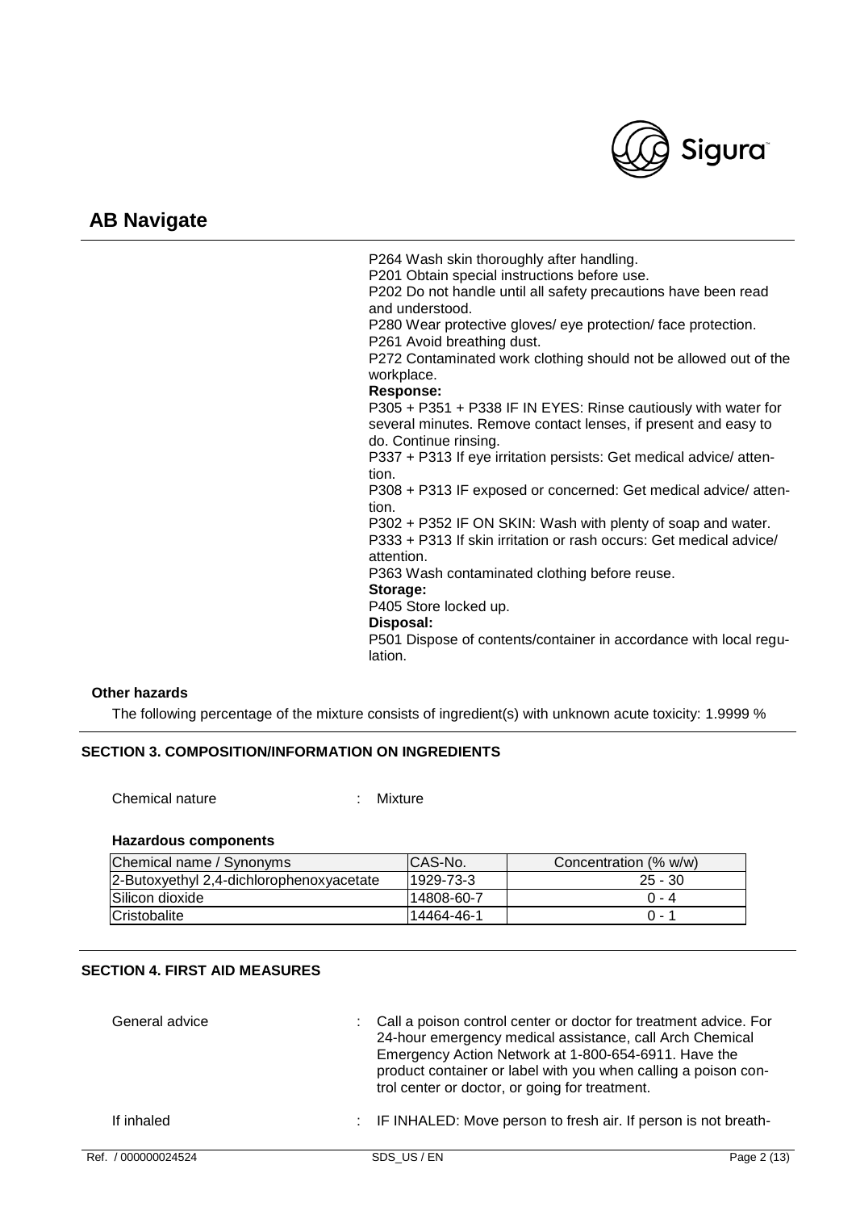P264 Wash skin thoroughly after handling.
P201 Obtain special instructions before use.
P202 Do not handle until all safety precautions have been read and understood.
P280 Wear protective gloves/ eye protection/ face protection.
P261 Avoid breathing dust.
P272 Contaminated work clothing should not be allowed out of the workplace.

**Response:**

P305 + P351 + P338 IF IN EYES: Rinse cautiously with water for several minutes. Remove contact lenses, if present and easy to do. Continue rinsing.
P337 + P313 If eye irritation persists: Get medical advice/ attention.
P308 + P313 IF exposed or concerned: Get medical advice/ attention.
P302 + P352 IF ON SKIN: Wash with plenty of soap and water.
P333 + P313 If skin irritation or rash occurs: Get medical advice/ attention.
P363 Wash contaminated clothing before reuse.

**Storage:**

P405 Store locked up.

**Disposal:**

P501 Dispose of contents/container in accordance with local regulation.

**Other hazards**

The following percentage of the mixture consists of ingredient(s) with unknown acute toxicity: 1.9999 %

## SECTION 3. COMPOSITION/INFORMATION ON INGREDIENTS

Chemical nature : Mixture

**Hazardous components**

| Chemical name / Synonyms | CAS-No. | Concentration (% w/w) |
|---|---|---|
| 2-Butoxyethyl 2,4-dichlorophenoxyacetate | 1929-73-3 | 25 - 30 |
| Silicon dioxide | 14808-60-7 | 0 - 4 |
| Cristobalite | 14464-46-1 | 0 - 1 |

## SECTION 4. FIRST AID MEASURES

General advice : Call a poison control center or doctor for treatment advice. For 24-hour emergency medical assistance, call Arch Chemical Emergency Action Network at 1-800-654-6911. Have the product container or label with you when calling a poison control center or doctor, or going for treatment.

If inhaled : IF INHALED: Move person to fresh air. If person is not breath-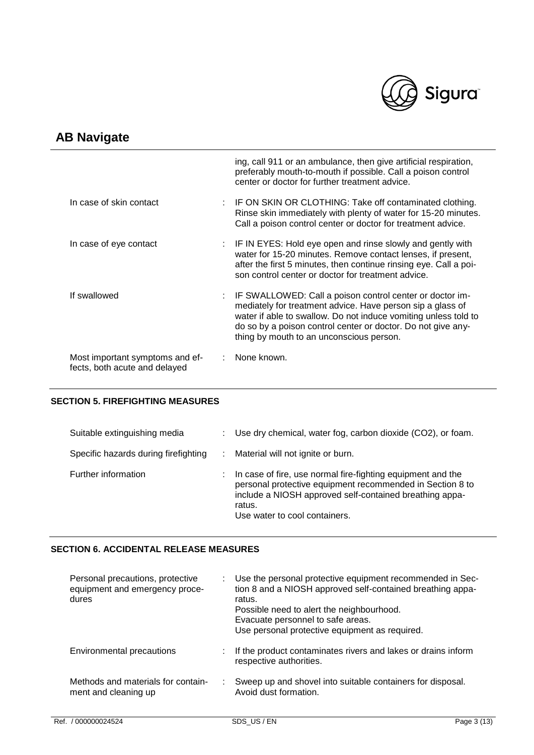ing, call 911 or an ambulance, then give artificial respiration, preferably mouth-to-mouth if possible. Call a poison control center or doctor for further treatment advice.

| | |
|---|---|
| In case of skin contact | : IF ON SKIN OR CLOTHING: Take off contaminated clothing. Rinse skin immediately with plenty of water for 15-20 minutes. Call a poison control center or doctor for treatment advice. |
| In case of eye contact | : IF IN EYES: Hold eye open and rinse slowly and gently with water for 15-20 minutes. Remove contact lenses, if present, after the first 5 minutes, then continue rinsing eye. Call a poison control center or doctor for treatment advice. |
| If swallowed | : IF SWALLOWED: Call a poison control center or doctor immediately for treatment advice. Have person sip a glass of water if able to swallow. Do not induce vomiting unless told to do so by a poison control center or doctor. Do not give anything by mouth to an unconscious person. |
| Most important symptoms and effects, both acute and delayed | : None known. |

## SECTION 5. FIREFIGHTING MEASURES

| | |
|---|---|
| Suitable extinguishing media | : Use dry chemical, water fog, carbon dioxide ($CO_2$), or foam. |
| Specific hazards during firefighting | : Material will not ignite or burn. |
| Further information | : In case of fire, use normal fire-fighting equipment and the personal protective equipment recommended in Section 8 to include a NIOSH approved self-contained breathing apparatus.<br>Use water to cool containers. |

## SECTION 6. ACCIDENTAL RELEASE MEASURES

| | |
|---|---|
| Personal precautions, protective equipment and emergency procedures | : Use the personal protective equipment recommended in Section 8 and a NIOSH approved self-contained breathing apparatus.<br>Possible need to alert the neighbourhood.<br>Evacuate personnel to safe areas.<br>Use personal protective equipment as required. |
| Environmental precautions | : If the product contaminates rivers and lakes or drains inform respective authorities. |
| Methods and materials for containment and cleaning up | : Sweep up and shovel into suitable containers for disposal.<br>Avoid dust formation. |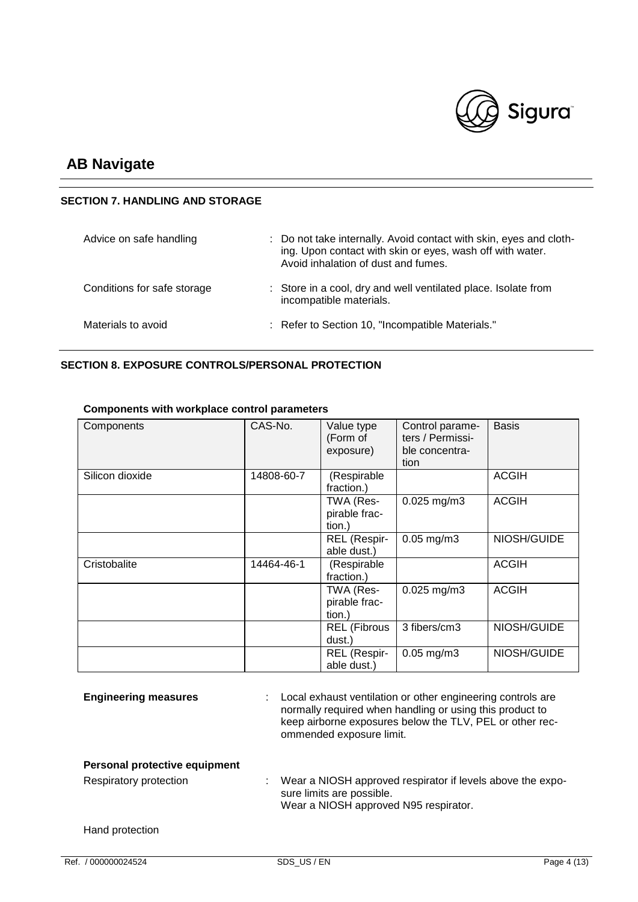# AB Navigate

## SECTION 7. HANDLING AND STORAGE

Advice on safe handling : Do not take internally. Avoid contact with skin, eyes and clothing. Upon contact with skin or eyes, wash off with water. Avoid inhalation of dust and fumes.

Conditions for safe storage : Store in a cool, dry and well ventilated place. Isolate from incompatible materials.

Materials to avoid : Refer to Section 10, "Incompatible Materials."

## SECTION 8. EXPOSURE CONTROLS/PERSONAL PROTECTION

**Components with workplace control parameters**

| Components | CAS-No. | Value type (Form of exposure) | Control parameters / Permissible concentration | Basis |
|---|---|---|---|---|
| Silicon dioxide | 14808-60-7 | (Respirable fraction.) | | ACGIH |
| | | TWA (Respirable fraction.) | 0.025 mg/m3 | ACGIH |
| | | REL (Respirable dust.) | 0.05 mg/m3 | NIOSH/GUIDE |
| Cristobalite | 14464-46-1 | (Respirable fraction.) | | ACGIH |
| | | TWA (Respirable fraction.) | 0.025 mg/m3 | ACGIH |
| | | REL (Fibrous dust.) | 3 fibers/cm3 | NIOSH/GUIDE |
| | | REL (Respirable dust.) | 0.05 mg/m3 | NIOSH/GUIDE |

**Engineering measures** : Local exhaust ventilation or other engineering controls are normally required when handling or using this product to keep airborne exposures below the TLV, PEL or other recommended exposure limit.

**Personal protective equipment**

Respiratory protection : Wear a NIOSH approved respirator if levels above the exposure limits are possible.
Wear a NIOSH approved N95 respirator.

Hand protection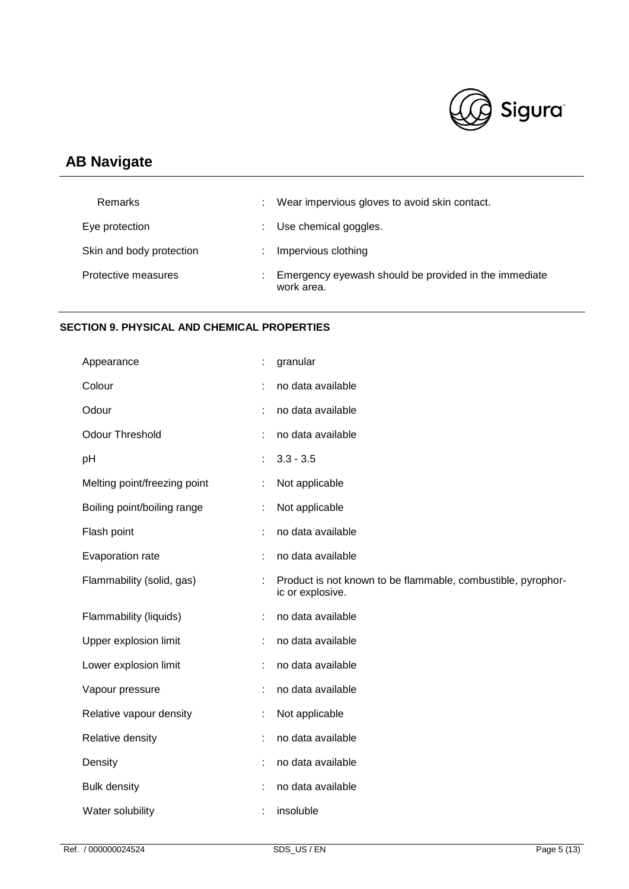| | | |
|---|---|---|
| Remarks | : | Wear impervious gloves to avoid skin contact. |
| Eye protection | : | Use chemical goggles. |
| Skin and body protection | : | Impervious clothing |
| Protective measures | : | Emergency eyewash should be provided in the immediate work area. |

## SECTION 9. PHYSICAL AND CHEMICAL PROPERTIES

| | | |
|---|---|---|
| Appearance | : | granular |
| Colour | : | no data available |
| Odour | : | no data available |
| Odour Threshold | : | no data available |
| pH | : | 3.3 - 3.5 |
| Melting point/freezing point | : | Not applicable |
| Boiling point/boiling range | : | Not applicable |
| Flash point | : | no data available |
| Evaporation rate | : | no data available |
| Flammability (solid, gas) | : | Product is not known to be flammable, combustible, pyrophoric or explosive. |
| Flammability (liquids) | : | no data available |
| Upper explosion limit | : | no data available |
| Lower explosion limit | : | no data available |
| Vapour pressure | : | no data available |
| Relative vapour density | : | Not applicable |
| Relative density | : | no data available |
| Density | : | no data available |
| Bulk density | : | no data available |
| Water solubility | : | insoluble |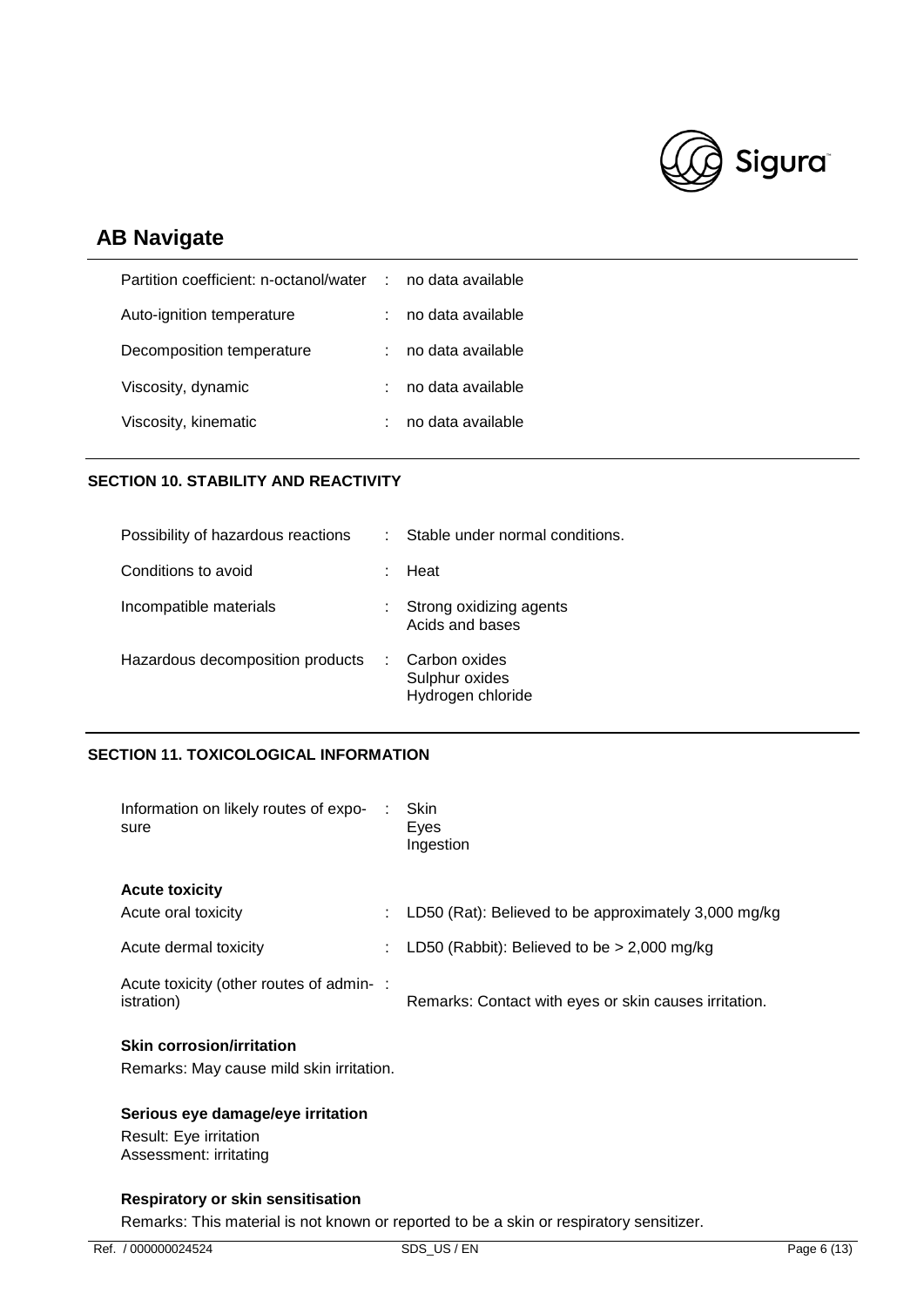| | | |
|---|---|---|
| Partition coefficient: n-octanol/water | : | no data available |
| Auto-ignition temperature | : | no data available |
| Decomposition temperature | : | no data available |
| Viscosity, dynamic | : | no data available |
| Viscosity, kinematic | : | no data available |

## SECTION 10. STABILITY AND REACTIVITY

| | | |
|---|---|---|
| Possibility of hazardous reactions | : | Stable under normal conditions. |
| Conditions to avoid | : | Heat |
| Incompatible materials | : | Strong oxidizing agents<br>Acids and bases |
| Hazardous decomposition products | : | Carbon oxides<br>Sulphur oxides<br>Hydrogen chloride |

## SECTION 11. TOXICOLOGICAL INFORMATION

| | | |
|---|---|---|
| Information on likely routes of exposure | : | Skin<br>Eyes<br>Ingestion |

**Acute toxicity**

| | | |
|---|---|---|
| Acute oral toxicity | : | LD50 (Rat): Believed to be approximately 3,000 mg/kg |
| Acute dermal toxicity | : | LD50 (Rabbit): Believed to be > 2,000 mg/kg |
| Acute toxicity (other routes of administration) | : | Remarks: Contact with eyes or skin causes irritation. |

**Skin corrosion/irritation**

Remarks: May cause mild skin irritation.

**Serious eye damage/eye irritation**

Result: Eye irritation
Assessment: irritating

**Respiratory or skin sensitisation**

Remarks: This material is not known or reported to be a skin or respiratory sensitizer.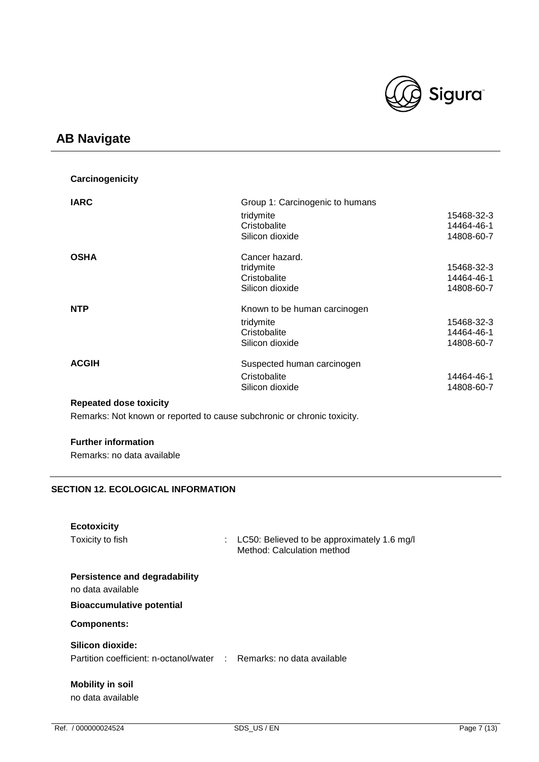**Carcinogenicity**

| | | |
|---|---|---|
| **IARC** | Group 1: Carcinogenic to humans | |
| | tridymite | 15468-32-3 |
| | Cristobalite | 14464-46-1 |
| | Silicon dioxide | 14808-60-7 |
| **OSHA** | Cancer hazard. | |
| | tridymite | 15468-32-3 |
| | Cristobalite | 14464-46-1 |
| | Silicon dioxide | 14808-60-7 |
| **NTP** | Known to be human carcinogen | |
| | tridymite | 15468-32-3 |
| | Cristobalite | 14464-46-1 |
| | Silicon dioxide | 14808-60-7 |
| **ACGIH** | Suspected human carcinogen | |
| | Cristobalite | 14464-46-1 |
| | Silicon dioxide | 14808-60-7 |

**Repeated dose toxicity**

Remarks: Not known or reported to cause subchronic or chronic toxicity.

**Further information**

Remarks: no data available

## SECTION 12. ECOLOGICAL INFORMATION

**Ecotoxicity**

Toxicity to fish : LC50: Believed to be approximately 1.6 mg/l
Method: Calculation method

**Persistence and degradability**

no data available

**Bioaccumulative potential**

**Components:**

**Silicon dioxide:**

Partition coefficient: n-octanol/water : Remarks: no data available

**Mobility in soil**

no data available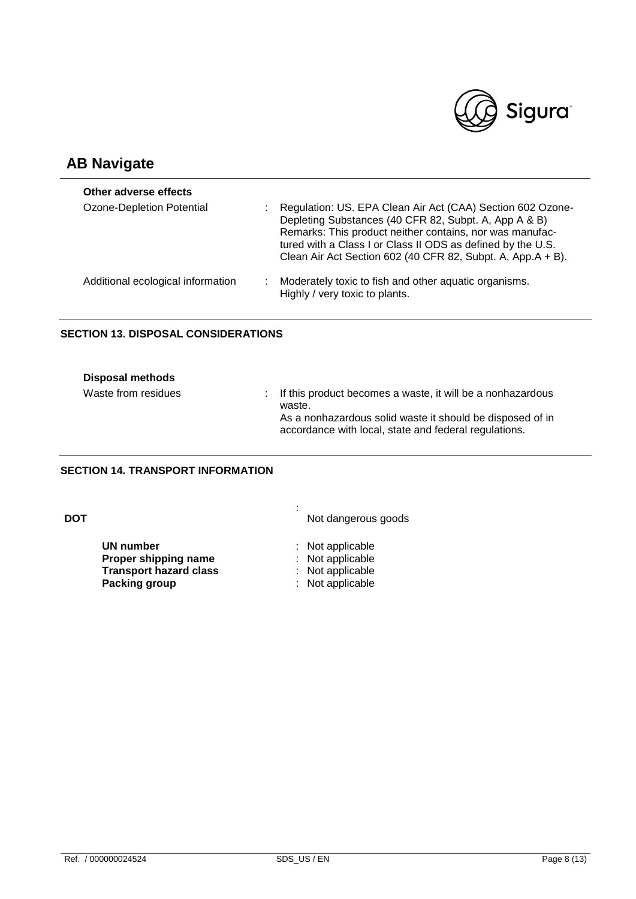**Other adverse effects**

| | |
|---|---|
| Ozone-Depletion Potential | : Regulation: US. EPA Clean Air Act (CAA) Section 602 Ozone-Depleting Substances (40 CFR 82, Subpt. A, App A & B) Remarks: This product neither contains, nor was manufactured with a Class I or Class II ODS as defined by the U.S. Clean Air Act Section 602 (40 CFR 82, Subpt. A, App.A + B). |
| Additional ecological information | : Moderately toxic to fish and other aquatic organisms. Highly / very toxic to plants. |

## SECTION 13. DISPOSAL CONSIDERATIONS

**Disposal methods**

| | |
|---|---|
| Waste from residues | : If this product becomes a waste, it will be a nonhazardous waste. As a nonhazardous solid waste it should be disposed of in accordance with local, state and federal regulations. |

## SECTION 14. TRANSPORT INFORMATION

**DOT** : Not dangerous goods

| | |
|---|---|
| **UN number** | : Not applicable |
| **Proper shipping name** | : Not applicable |
| **Transport hazard class** | : Not applicable |
| **Packing group** | : Not applicable |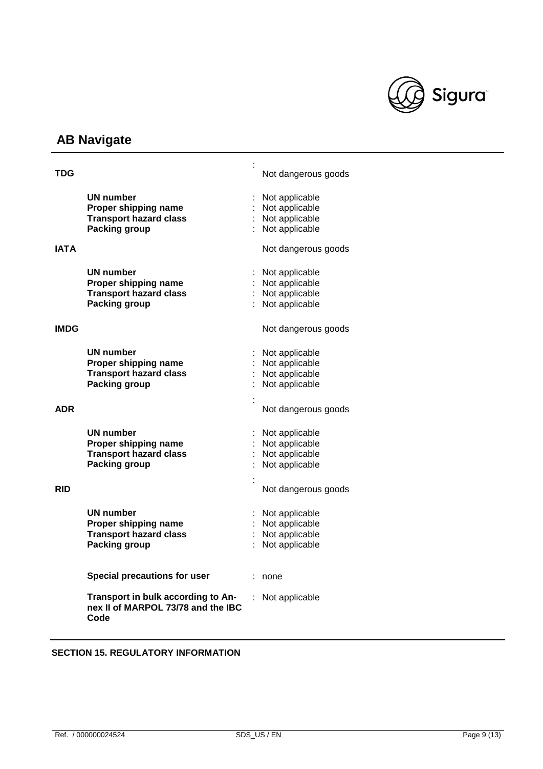**TDG** : Not dangerous goods

| | |
|---|---|
| **UN number** | : Not applicable |
| **Proper shipping name** | : Not applicable |
| **Transport hazard class** | : Not applicable |
| **Packing group** | : Not applicable |

**IATA** Not dangerous goods

| | |
|---|---|
| **UN number** | : Not applicable |
| **Proper shipping name** | : Not applicable |
| **Transport hazard class** | : Not applicable |
| **Packing group** | : Not applicable |

**IMDG** Not dangerous goods

| | |
|---|---|
| **UN number** | : Not applicable |
| **Proper shipping name** | : Not applicable |
| **Transport hazard class** | : Not applicable |
| **Packing group** | : Not applicable |

**ADR** : Not dangerous goods

| | |
|---|---|
| **UN number** | : Not applicable |
| **Proper shipping name** | : Not applicable |
| **Transport hazard class** | : Not applicable |
| **Packing group** | : Not applicable |

**RID** : Not dangerous goods

| | |
|---|---|
| **UN number** | : Not applicable |
| **Proper shipping name** | : Not applicable |
| **Transport hazard class** | : Not applicable |
| **Packing group** | : Not applicable |

| | |
|---|---|
| **Special precautions for user** | : none |
| **Transport in bulk according to Annex II of MARPOL 73/78 and the IBC Code** | : Not applicable |

## SECTION 15. REGULATORY INFORMATION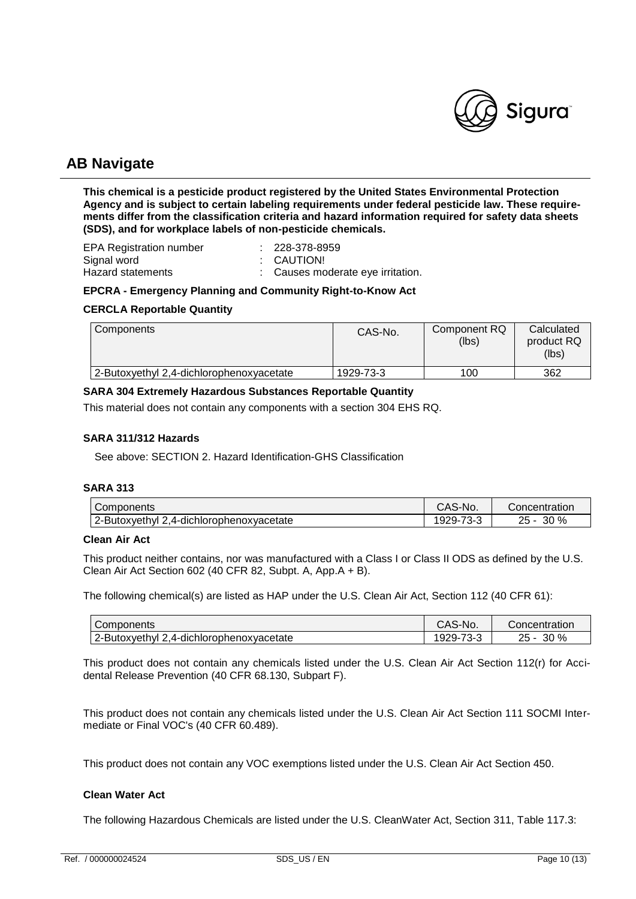# AB Navigate

**This chemical is a pesticide product registered by the United States Environmental Protection Agency and is subject to certain labeling requirements under federal pesticide law. These requirements differ from the classification criteria and hazard information required for safety data sheets (SDS), and for workplace labels of non-pesticide chemicals.**

EPA Registration number : 228-378-8959
Signal word : CAUTION!
Hazard statements : Causes moderate eye irritation.

**EPCRA - Emergency Planning and Community Right-to-Know Act**

**CERCLA Reportable Quantity**

| Components | CAS-No. | Component RQ (lbs) | Calculated product RQ (lbs) |
|---|---|---|---|
| 2-Butoxyethyl 2,4-dichlorophenoxyacetate | 1929-73-3 | 100 | 362 |

**SARA 304 Extremely Hazardous Substances Reportable Quantity**

This material does not contain any components with a section 304 EHS RQ.

**SARA 311/312 Hazards**

See above: SECTION 2. Hazard Identification-GHS Classification

**SARA 313**

| Components | CAS-No. | Concentration |
|---|---|---|
| 2-Butoxyethyl 2,4-dichlorophenoxyacetate | 1929-73-3 | 25 - 30 % |

**Clean Air Act**

This product neither contains, nor was manufactured with a Class I or Class II ODS as defined by the U.S. Clean Air Act Section 602 (40 CFR 82, Subpt. A, App.A + B).

The following chemical(s) are listed as HAP under the U.S. Clean Air Act, Section 112 (40 CFR 61):

| Components | CAS-No. | Concentration |
|---|---|---|
| 2-Butoxyethyl 2,4-dichlorophenoxyacetate | 1929-73-3 | 25 - 30 % |

This product does not contain any chemicals listed under the U.S. Clean Air Act Section 112(r) for Accidental Release Prevention (40 CFR 68.130, Subpart F).

This product does not contain any chemicals listed under the U.S. Clean Air Act Section 111 SOCMI Intermediate or Final VOC's (40 CFR 60.489).

This product does not contain any VOC exemptions listed under the U.S. Clean Air Act Section 450.

**Clean Water Act**

The following Hazardous Chemicals are listed under the U.S. CleanWater Act, Section 311, Table 117.3: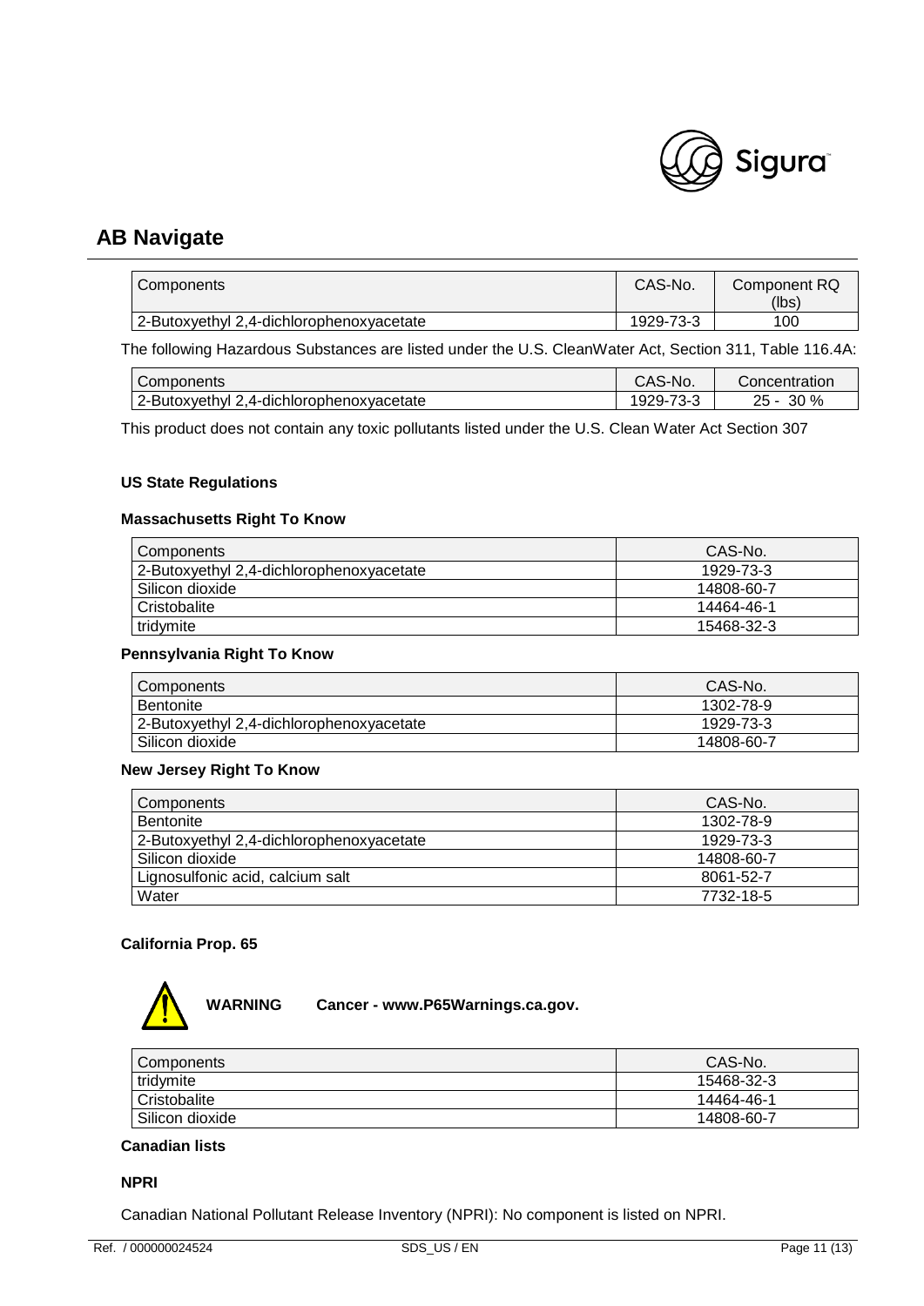## AB Navigate

| Components | CAS-No. | Component RQ (lbs) |
|---|---|---|
| 2-Butoxyethyl 2,4-dichlorophenoxyacetate | 1929-73-3 | 100 |

The following Hazardous Substances are listed under the U.S. CleanWater Act, Section 311, Table 116.4A:

| Components | CAS-No. | Concentration |
|---|---|---|
| 2-Butoxyethyl 2,4-dichlorophenoxyacetate | 1929-73-3 | 25 - 30 % |

This product does not contain any toxic pollutants listed under the U.S. Clean Water Act Section 307

**US State Regulations**

**Massachusetts Right To Know**

| Components | CAS-No. |
|---|---|
| 2-Butoxyethyl 2,4-dichlorophenoxyacetate | 1929-73-3 |
| Silicon dioxide | 14808-60-7 |
| Cristobalite | 14464-46-1 |
| tridymite | 15468-32-3 |

**Pennsylvania Right To Know**

| Components | CAS-No. |
|---|---|
| Bentonite | 1302-78-9 |
| 2-Butoxyethyl 2,4-dichlorophenoxyacetate | 1929-73-3 |
| Silicon dioxide | 14808-60-7 |

**New Jersey Right To Know**

| Components | CAS-No. |
|---|---|
| Bentonite | 1302-78-9 |
| 2-Butoxyethyl 2,4-dichlorophenoxyacetate | 1929-73-3 |
| Silicon dioxide | 14808-60-7 |
| Lignosulfonic acid, calcium salt | 8061-52-7 |
| Water | 7732-18-5 |

**California Prop. 65**

**WARNING** **Cancer - www.P65Warnings.ca.gov.**

| Components | CAS-No. |
|---|---|
| tridymite | 15468-32-3 |
| Cristobalite | 14464-46-1 |
| Silicon dioxide | 14808-60-7 |

**Canadian lists**

**NPRI**

Canadian National Pollutant Release Inventory (NPRI): No component is listed on NPRI.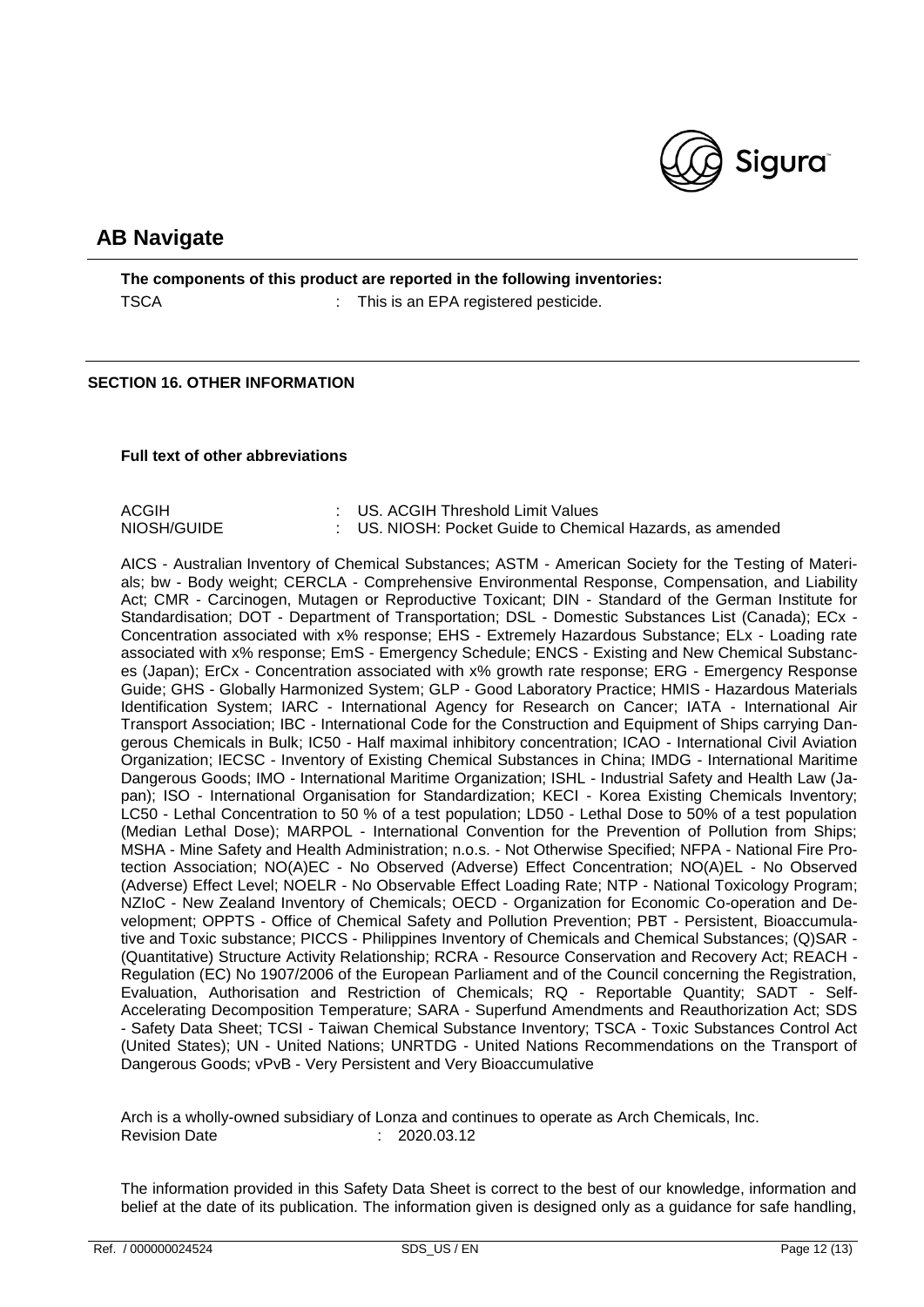**The components of this product are reported in the following inventories:**

TSCA : This is an EPA registered pesticide.

## SECTION 16. OTHER INFORMATION

**Full text of other abbreviations**

ACGIH : US. ACGIH Threshold Limit Values
NIOSH/GUIDE : US. NIOSH: Pocket Guide to Chemical Hazards, as amended

AICS - Australian Inventory of Chemical Substances; ASTM - American Society for the Testing of Materials; bw - Body weight; CERCLA - Comprehensive Environmental Response, Compensation, and Liability Act; CMR - Carcinogen, Mutagen or Reproductive Toxicant; DIN - Standard of the German Institute for Standardisation; DOT - Department of Transportation; DSL - Domestic Substances List (Canada); ECx - Concentration associated with x% response; EHS - Extremely Hazardous Substance; ELx - Loading rate associated with x% response; EmS - Emergency Schedule; ENCS - Existing and New Chemical Substances (Japan); ErCx - Concentration associated with x% growth rate response; ERG - Emergency Response Guide; GHS - Globally Harmonized System; GLP - Good Laboratory Practice; HMIS - Hazardous Materials Identification System; IARC - International Agency for Research on Cancer; IATA - International Air Transport Association; IBC - International Code for the Construction and Equipment of Ships carrying Dangerous Chemicals in Bulk; IC50 - Half maximal inhibitory concentration; ICAO - International Civil Aviation Organization; IECSC - Inventory of Existing Chemical Substances in China; IMDG - International Maritime Dangerous Goods; IMO - International Maritime Organization; ISHL - Industrial Safety and Health Law (Japan); ISO - International Organisation for Standardization; KECI - Korea Existing Chemicals Inventory; LC50 - Lethal Concentration to 50 % of a test population; LD50 - Lethal Dose to 50% of a test population (Median Lethal Dose); MARPOL - International Convention for the Prevention of Pollution from Ships; MSHA - Mine Safety and Health Administration; n.o.s. - Not Otherwise Specified; NFPA - National Fire Protection Association; NO(A)EC - No Observed (Adverse) Effect Concentration; NO(A)EL - No Observed (Adverse) Effect Level; NOELR - No Observable Effect Loading Rate; NTP - National Toxicology Program; NZIoC - New Zealand Inventory of Chemicals; OECD - Organization for Economic Co-operation and Development; OPPTS - Office of Chemical Safety and Pollution Prevention; PBT - Persistent, Bioaccumulative and Toxic substance; PICCS - Philippines Inventory of Chemicals and Chemical Substances; (Q)SAR - (Quantitative) Structure Activity Relationship; RCRA - Resource Conservation and Recovery Act; REACH - Regulation (EC) No 1907/2006 of the European Parliament and of the Council concerning the Registration, Evaluation, Authorisation and Restriction of Chemicals; RQ - Reportable Quantity; SADT - Self-Accelerating Decomposition Temperature; SARA - Superfund Amendments and Reauthorization Act; SDS - Safety Data Sheet; TCSI - Taiwan Chemical Substance Inventory; TSCA - Toxic Substances Control Act (United States); UN - United Nations; UNRTDG - United Nations Recommendations on the Transport of Dangerous Goods; vPvB - Very Persistent and Very Bioaccumulative

Arch is a wholly-owned subsidiary of Lonza and continues to operate as Arch Chemicals, Inc.
Revision Date : 2020.03.12

The information provided in this Safety Data Sheet is correct to the best of our knowledge, information and belief at the date of its publication. The information given is designed only as a guidance for safe handling,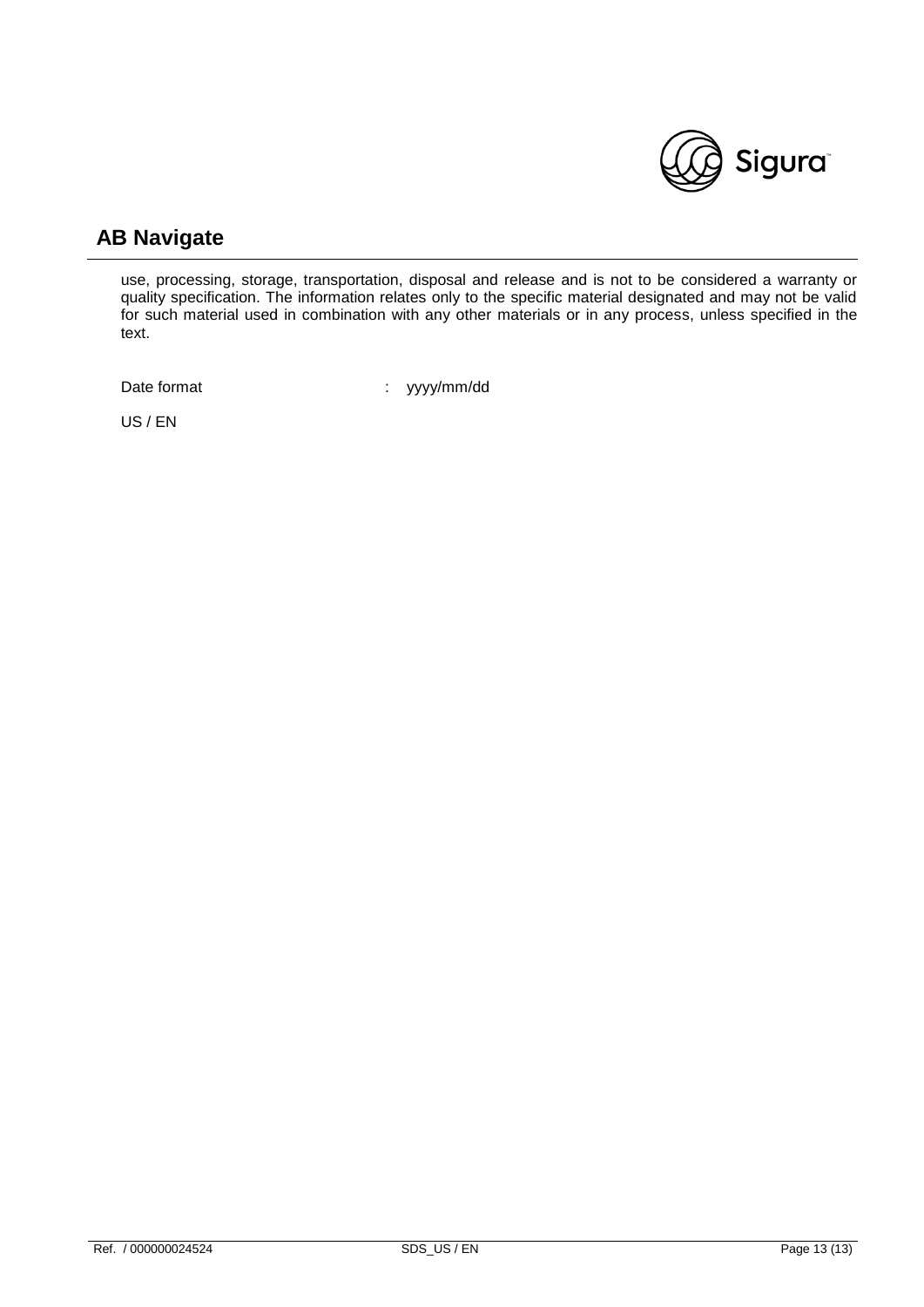use, processing, storage, transportation, disposal and release and is not to be considered a warranty or quality specification. The information relates only to the specific material designated and may not be valid for such material used in combination with any other materials or in any process, unless specified in the text.

Date format : yyyy/mm/dd

US / EN